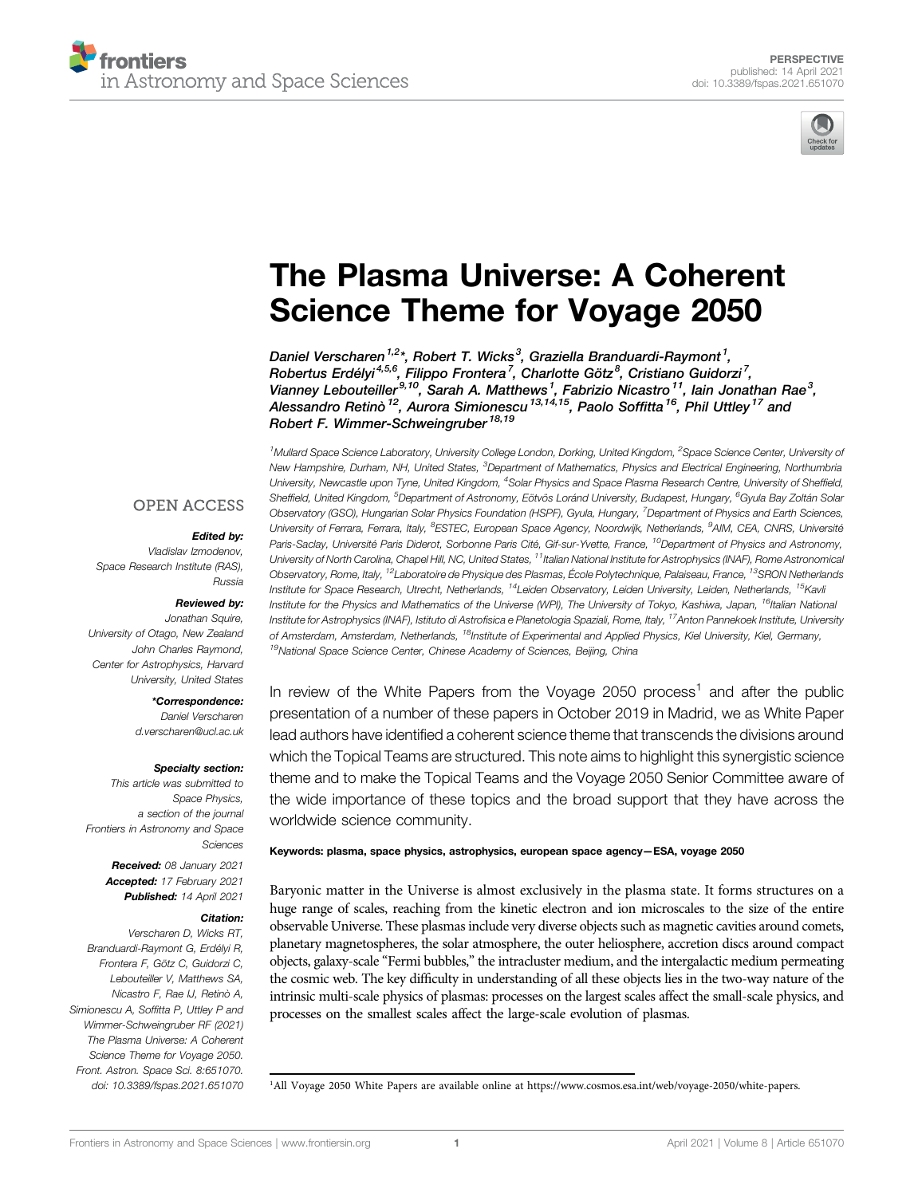PERSPECTIVE
published: 14 April 2021
doi: 10.3389/fspas.2021.651070

# The Plasma Universe: A Coherent Science Theme for Voyage 2050

*Daniel Verscharen[1,2]\*, Robert T. Wicks[3], Graziella Branduardi-Raymont[1], Robertus Erdélyi[4,5,6], Filippo Frontera[7], Charlotte Götz[8], Cristiano Guidorzi[7], Vianney Lebouteiller[9,10], Sarah A. Matthews[1], Fabrizio Nicastro[11], Iain Jonathan Rae[3], Alessandro Retinò[12], Aurora Simionescu[13,14,15], Paolo Soffitta[16], Phil Uttley[17] and Robert F. Wimmer-Schweingruber[18,19]*

[1]Mullard Space Science Laboratory, University College London, Dorking, United Kingdom, [2]Space Science Center, University of New Hampshire, Durham, NH, United States, [3]Department of Mathematics, Physics and Electrical Engineering, Northumbria University, Newcastle upon Tyne, United Kingdom, [4]Solar Physics and Space Plasma Research Centre, University of Sheffield, Sheffield, United Kingdom, [5]Department of Astronomy, Eötvös Loránd University, Budapest, Hungary, [6]Gyula Bay Zoltán Solar Observatory (GSO), Hungarian Solar Physics Foundation (HSPF), Gyula, Hungary, [7]Department of Physics and Earth Sciences, University of Ferrara, Ferrara, Italy, [8]ESTEC, European Space Agency, Noordwijk, Netherlands, [9]AIM, CEA, CNRS, Université Paris-Saclay, Université Paris Diderot, Sorbonne Paris Cité, Gif-sur-Yvette, France, [10]Department of Physics and Astronomy, University of North Carolina, Chapel Hill, NC, United States, [11]Italian National Institute for Astrophysics (INAF), Rome Astronomical Observatory, Rome, Italy, [12]Laboratoire de Physique des Plasmas, École Polytechnique, Palaiseau, France, [13]SRON Netherlands Institute for Space Research, Utrecht, Netherlands, [14]Leiden Observatory, Leiden University, Leiden, Netherlands, [15]Kavli Institute for the Physics and Mathematics of the Universe (WPI), The University of Tokyo, Kashiwa, Japan, [16]Italian National Institute for Astrophysics (INAF), Istituto di Astrofisica e Planetologia Spaziali, Rome, Italy, [17]Anton Pannekoek Institute, University of Amsterdam, Amsterdam, Netherlands, [18]Institute of Experimental and Applied Physics, Kiel University, Kiel, Germany, [19]National Space Science Center, Chinese Academy of Sciences, Beijing, China

OPEN ACCESS

***Edited by:***
Vladislav Izmodenov,
Space Research Institute (RAS), Russia

***Reviewed by:***
Jonathan Squire,
University of Otago, New Zealand
John Charles Raymond,
Center for Astrophysics, Harvard University, United States

***\*Correspondence:***
Daniel Verscharen
d.verscharen@ucl.ac.uk

***Specialty section:***
This article was submitted to Space Physics, a section of the journal Frontiers in Astronomy and Space Sciences

***Received:*** 08 January 2021
***Accepted:*** 17 February 2021
***Published:*** 14 April 2021

***Citation:***
Verscharen D, Wicks RT, Branduardi-Raymont G, Erdélyi R, Frontera F, Götz C, Guidorzi C, Lebouteiller V, Matthews SA, Nicastro F, Rae IJ, Retinò A, Simionescu A, Soffitta P, Uttley P and Wimmer-Schweingruber RF (2021) The Plasma Universe: A Coherent Science Theme for Voyage 2050. Front. Astron. Space Sci. 8:651070. doi: 10.3389/fspas.2021.651070

In review of the White Papers from the Voyage 2050 process[1] and after the public presentation of a number of these papers in October 2019 in Madrid, we as White Paper lead authors have identified a coherent science theme that transcends the divisions around which the Topical Teams are structured. This note aims to highlight this synergistic science theme and to make the Topical Teams and the Voyage 2050 Senior Committee aware of the wide importance of these topics and the broad support that they have across the worldwide science community.

**Keywords: plasma, space physics, astrophysics, european space agency—ESA, voyage 2050**

Baryonic matter in the Universe is almost exclusively in the plasma state. It forms structures on a huge range of scales, reaching from the kinetic electron and ion microscales to the size of the entire observable Universe. These plasmas include very diverse objects such as magnetic cavities around comets, planetary magnetospheres, the solar atmosphere, the outer heliosphere, accretion discs around compact objects, galaxy-scale "Fermi bubbles," the intracluster medium, and the intergalactic medium permeating the cosmic web. The key difficulty in understanding of all these objects lies in the two-way nature of the intrinsic multi-scale physics of plasmas: processes on the largest scales affect the small-scale physics, and processes on the smallest scales affect the large-scale evolution of plasmas.

[1]All Voyage 2050 White Papers are available online at https://www.cosmos.esa.int/web/voyage-2050/white-papers.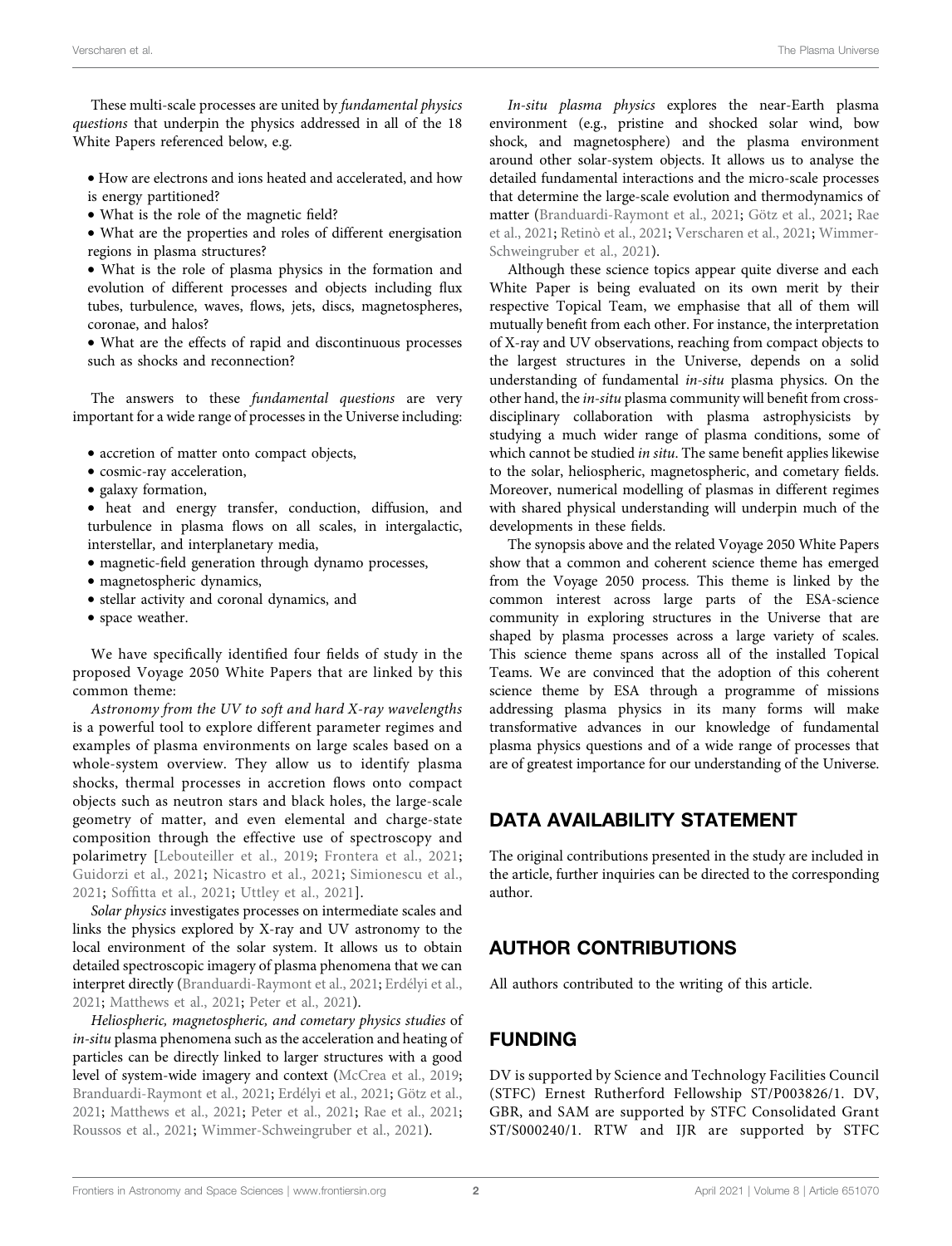These multi-scale processes are united by *fundamental physics questions* that underpin the physics addressed in all of the 18 White Papers referenced below, e.g.

- How are electrons and ions heated and accelerated, and how is energy partitioned?
- What is the role of the magnetic field?
- What are the properties and roles of different energisation regions in plasma structures?
- What is the role of plasma physics in the formation and evolution of different processes and objects including flux tubes, turbulence, waves, flows, jets, discs, magnetospheres, coronae, and halos?
- What are the effects of rapid and discontinuous processes such as shocks and reconnection?

The answers to these *fundamental questions* are very important for a wide range of processes in the Universe including:

- accretion of matter onto compact objects,
- cosmic-ray acceleration,
- galaxy formation,
- heat and energy transfer, conduction, diffusion, and turbulence in plasma flows on all scales, in intergalactic, interstellar, and interplanetary media,
- magnetic-field generation through dynamo processes,
- magnetospheric dynamics,
- stellar activity and coronal dynamics, and
- space weather.

We have specifically identified four fields of study in the proposed Voyage 2050 White Papers that are linked by this common theme:

*Astronomy from the UV to soft and hard X-ray wavelengths* is a powerful tool to explore different parameter regimes and examples of plasma environments on large scales based on a whole-system overview. They allow us to identify plasma shocks, thermal processes in accretion flows onto compact objects such as neutron stars and black holes, the large-scale geometry of matter, and even elemental and charge-state composition through the effective use of spectroscopy and polarimetry [Lebouteiller et al., 2019; Frontera et al., 2021; Guidorzi et al., 2021; Nicastro et al., 2021; Simionescu et al., 2021; Soffitta et al., 2021; Uttley et al., 2021].

*Solar physics* investigates processes on intermediate scales and links the physics explored by X-ray and UV astronomy to the local environment of the solar system. It allows us to obtain detailed spectroscopic imagery of plasma phenomena that we can interpret directly (Branduardi-Raymont et al., 2021; Erdélyi et al., 2021; Matthews et al., 2021; Peter et al., 2021).

*Heliospheric, magnetospheric, and cometary physics studies* of *in-situ* plasma phenomena such as the acceleration and heating of particles can be directly linked to larger structures with a good level of system-wide imagery and context (McCrea et al., 2019; Branduardi-Raymont et al., 2021; Erdélyi et al., 2021; Götz et al., 2021; Matthews et al., 2021; Peter et al., 2021; Rae et al., 2021; Roussos et al., 2021; Wimmer-Schweingruber et al., 2021).

*In-situ plasma physics* explores the near-Earth plasma environment (e.g., pristine and shocked solar wind, bow shock, and magnetosphere) and the plasma environment around other solar-system objects. It allows us to analyse the detailed fundamental interactions and the micro-scale processes that determine the large-scale evolution and thermodynamics of matter (Branduardi-Raymont et al., 2021; Götz et al., 2021; Rae et al., 2021; Retinò et al., 2021; Verscharen et al., 2021; Wimmer-Schweingruber et al., 2021).

Although these science topics appear quite diverse and each White Paper is being evaluated on its own merit by their respective Topical Team, we emphasise that all of them will mutually benefit from each other. For instance, the interpretation of X-ray and UV observations, reaching from compact objects to the largest structures in the Universe, depends on a solid understanding of fundamental *in-situ* plasma physics. On the other hand, the *in-situ* plasma community will benefit from cross-disciplinary collaboration with plasma astrophysicists by studying a much wider range of plasma conditions, some of which cannot be studied *in situ*. The same benefit applies likewise to the solar, heliospheric, magnetospheric, and cometary fields. Moreover, numerical modelling of plasmas in different regimes with shared physical understanding will underpin much of the developments in these fields.

The synopsis above and the related Voyage 2050 White Papers show that a common and coherent science theme has emerged from the Voyage 2050 process. This theme is linked by the common interest across large parts of the ESA-science community in exploring structures in the Universe that are shaped by plasma processes across a large variety of scales. This science theme spans across all of the installed Topical Teams. We are convinced that the adoption of this coherent science theme by ESA through a programme of missions addressing plasma physics in its many forms will make transformative advances in our knowledge of fundamental plasma physics questions and of a wide range of processes that are of greatest importance for our understanding of the Universe.

## DATA AVAILABILITY STATEMENT

The original contributions presented in the study are included in the article, further inquiries can be directed to the corresponding author.

## AUTHOR CONTRIBUTIONS

All authors contributed to the writing of this article.

## FUNDING

DV is supported by Science and Technology Facilities Council (STFC) Ernest Rutherford Fellowship ST/P003826/1. DV, GBR, and SAM are supported by STFC Consolidated Grant ST/S000240/1. RTW and IJR are supported by STFC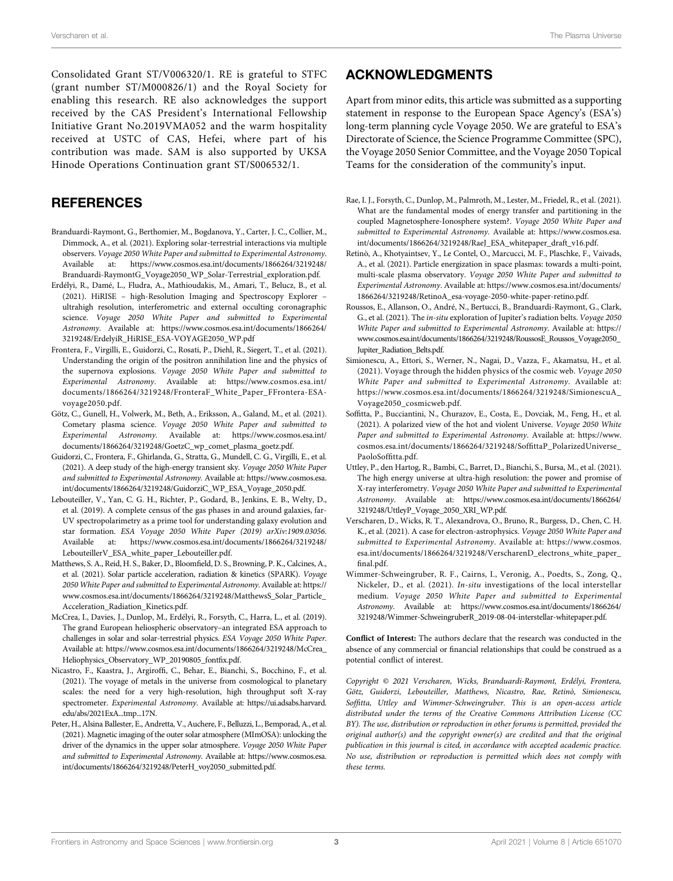Consolidated Grant ST/V006320/1. RE is grateful to STFC (grant number ST/M000826/1) and the Royal Society for enabling this research. RE also acknowledges the support received by the CAS President's International Fellowship Initiative Grant No.2019VMA052 and the warm hospitality received at USTC of CAS, Hefei, where part of his contribution was made. SAM is also supported by UKSA Hinode Operations Continuation grant ST/S006532/1.

## ACKNOWLEDGMENTS

Apart from minor edits, this article was submitted as a supporting statement in response to the European Space Agency's (ESA's) long-term planning cycle Voyage 2050. We are grateful to ESA's Directorate of Science, the Science Programme Committee (SPC), the Voyage 2050 Senior Committee, and the Voyage 2050 Topical Teams for the consideration of the community's input.

## REFERENCES

Branduardi-Raymont, G., Berthomier, M., Bogdanova, Y., Carter, J. C., Collier, M., Dimmock, A., et al. (2021). Exploring solar-terrestrial interactions via multiple observers. *Voyage 2050 White Paper and submitted to Experimental Astronomy*. Available at: https://www.cosmos.esa.int/documents/1866264/3219248/Branduardi-RaymontG_Voyage2050_WP_Solar-Terrestrial_exploration.pdf.

Erdélyi, R., Damé, L., Fludra, A., Mathioudakis, M., Amari, T., Belucz, B., et al. (2021). HiRISE – high-Resolution Imaging and Spectroscopy Explorer – ultrahigh resolution, interferometric and external occulting coronagraphic science. *Voyage 2050 White Paper and submitted to Experimental Astronomy*. Available at: https://www.cosmos.esa.int/documents/1866264/3219248/ErdelyiR_HiRISE_ESA-VOYAGE2050_WP.pdf

Frontera, F., Virgilli, E., Guidorzi, C., Rosati, P., Diehl, R., Siegert, T., et al. (2021). Understanding the origin of the positron annihilation line and the physics of the supernova explosions. *Voyage 2050 White Paper and submitted to Experimental Astronomy*. Available at: https://www.cosmos.esa.int/documents/1866264/3219248/FronteraF_White_Paper_FFrontera-ESA-voyage2050.pdf.

Götz, C., Gunell, H., Volwerk, M., Beth, A., Eriksson, A., Galand, M., et al. (2021). Cometary plasma science. *Voyage 2050 White Paper and submitted to Experimental Astronomy*. Available at: https://www.cosmos.esa.int/documents/1866264/3219248/GoetzC_wp_comet_plasma_goetz.pdf.

Guidorzi, C., Frontera, F., Ghirlanda, G., Stratta, G., Mundell, C. G., Virgilli, E., et al. (2021). A deep study of the high-energy transient sky. *Voyage 2050 White Paper and submitted to Experimental Astronomy*. Available at: https://www.cosmos.esa.int/documents/1866264/3219248/GuidorziC_WP_ESA_Voyage_2050.pdf.

Lebouteiller, V., Yan, C. G. H., Richter, P., Godard, B., Jenkins, E. B., Welty, D., et al. (2019). A complete census of the gas phases in and around galaxies, far-UV spectropolarimetry as a prime tool for understanding galaxy evolution and star formation. *ESA Voyage 2050 White Paper (2019) arXiv:1909.03056*. Available at: https://www.cosmos.esa.int/documents/1866264/3219248/LebouteillerV_ESA_white_paper_Lebouteiller.pdf.

Matthews, S. A., Reid, H. S., Baker, D., Bloomfield, D. S., Browning, P. K., Calcines, A., et al. (2021). Solar particle acceleration, radiation & kinetics (SPARK). *Voyage 2050 White Paper and submitted to Experimental Astronomy*. Available at: https://www.cosmos.esa.int/documents/1866264/3219248/MatthewsS_Solar_Particle_Acceleration_Radiation_Kinetics.pdf.

McCrea, I., Davies, J., Dunlop, M., Erdélyi, R., Forsyth, C., Harra, L., et al. (2019). The grand European heliospheric observatory–an integrated ESA approach to challenges in solar and solar-terrestrial physics. *ESA Voyage 2050 White Paper*. Available at: https://www.cosmos.esa.int/documents/1866264/3219248/McCrea_Heliophysics_Observatory_WP_20190805_fontfix.pdf.

Nicastro, F., Kaastra, J., Argiroffi, C., Behar, E., Bianchi, S., Bocchino, F., et al. (2021). The voyage of metals in the universe from cosmological to planetary scales: the need for a very high-resolution, high throughput soft X-ray spectrometer. *Experimental Astronomy*. Available at: https://ui.adsabs.harvard.edu/abs/2021ExA...tmp...17N.

Peter, H., Alsina Ballester, E., Andretta, V., Auchere, F., Belluzzi, L., Bemporad, A., et al. (2021). Magnetic imaging of the outer solar atmosphere (MImOSA): unlocking the driver of the dynamics in the upper solar atmosphere. *Voyage 2050 White Paper and submitted to Experimental Astronomy*. Available at: https://www.cosmos.esa.int/documents/1866264/3219248/PeterH_voy2050_submitted.pdf.

Rae, I. J., Forsyth, C., Dunlop, M., Palmroth, M., Lester, M., Friedel, R., et al. (2021). What are the fundamental modes of energy transfer and partitioning in the coupled Magnetosphere-Ionosphere system?. *Voyage 2050 White Paper and submitted to Experimental Astronomy*. Available at: https://www.cosmos.esa.int/documents/1866264/3219248/RaeJ_ESA_whitepaper_draft_v16.pdf.

Retinò, A., Khotyaintsev, Y., Le Contel, O., Marcucci, M. F., Plaschke, F., Vaivads, A., et al. (2021). Particle energization in space plasmas: towards a multi-point, multi-scale plasma observatory. *Voyage 2050 White Paper and submitted to Experimental Astronomy*. Available at: https://www.cosmos.esa.int/documents/1866264/3219248/RetinoA_esa-voyage-2050-white-paper-retino.pdf.

Roussos, E., Allanson, O., André, N., Bertucci, B., Branduardi-Raymont, G., Clark, G., et al. (2021). The *in-situ* exploration of Jupiter's radiation belts. *Voyage 2050 White Paper and submitted to Experimental Astronomy*. Available at: https://www.cosmos.esa.int/documents/1866264/3219248/RoussosE_Roussos_Voyage2050_Jupiter_Radiation_Belts.pdf.

Simionescu, A., Ettori, S., Werner, N., Nagai, D., Vazza, F., Akamatsu, H., et al. (2021). Voyage through the hidden physics of the cosmic web. *Voyage 2050 White Paper and submitted to Experimental Astronomy*. Available at: https://www.cosmos.esa.int/documents/1866264/3219248/SimionescuA_Voyage2050_cosmicweb.pdf.

Soffitta, P., Bucciantini, N., Churazov, E., Costa, E., Dovciak, M., Feng, H., et al. (2021). A polarized view of the hot and violent Universe. *Voyage 2050 White Paper and submitted to Experimental Astronomy*. Available at: https://www.cosmos.esa.int/documents/1866264/3219248/SoffittaP_PolarizedUniverse_PaoloSoffitta.pdf.

Uttley, P., den Hartog, R., Bambi, C., Barret, D., Bianchi, S., Bursa, M., et al. (2021). The high energy universe at ultra-high resolution: the power and promise of X-ray interferometry. *Voyage 2050 White Paper and submitted to Experimental Astronomy*. Available at: https://www.cosmos.esa.int/documents/1866264/3219248/UttleyP_Voyage_2050_XRI_WP.pdf.

Verscharen, D., Wicks, R. T., Alexandrova, O., Bruno, R., Burgess, D., Chen, C. H. K., et al. (2021). A case for electron-astrophysics. *Voyage 2050 White Paper and submitted to Experimental Astronomy*. Available at: https://www.cosmos.esa.int/documents/1866264/3219248/VerscharenD_electrons_white_paper_final.pdf.

Wimmer-Schweingruber, R. F., Cairns, I., Veronig, A., Poedts, S., Zong, Q., Nickeler, D., et al. (2021). *In-situ* investigations of the local interstellar medium. *Voyage 2050 White Paper and submitted to Experimental Astronomy*. Available at: https://www.cosmos.esa.int/documents/1866264/3219248/Wimmer-SchweingruberR_2019-08-04-interstellar-whitepaper.pdf.

**Conflict of Interest:** The authors declare that the research was conducted in the absence of any commercial or financial relationships that could be construed as a potential conflict of interest.

*Copyright © 2021 Verscharen, Wicks, Branduardi-Raymont, Erdélyi, Frontera, Götz, Guidorzi, Lebouteiller, Matthews, Nicastro, Rae, Retinò, Simionescu, Soffitta, Uttley and Wimmer-Schweingruber. This is an open-access article distributed under the terms of the Creative Commons Attribution License (CC BY). The use, distribution or reproduction in other forums is permitted, provided the original author(s) and the copyright owner(s) are credited and that the original publication in this journal is cited, in accordance with accepted academic practice. No use, distribution or reproduction is permitted which does not comply with these terms.*